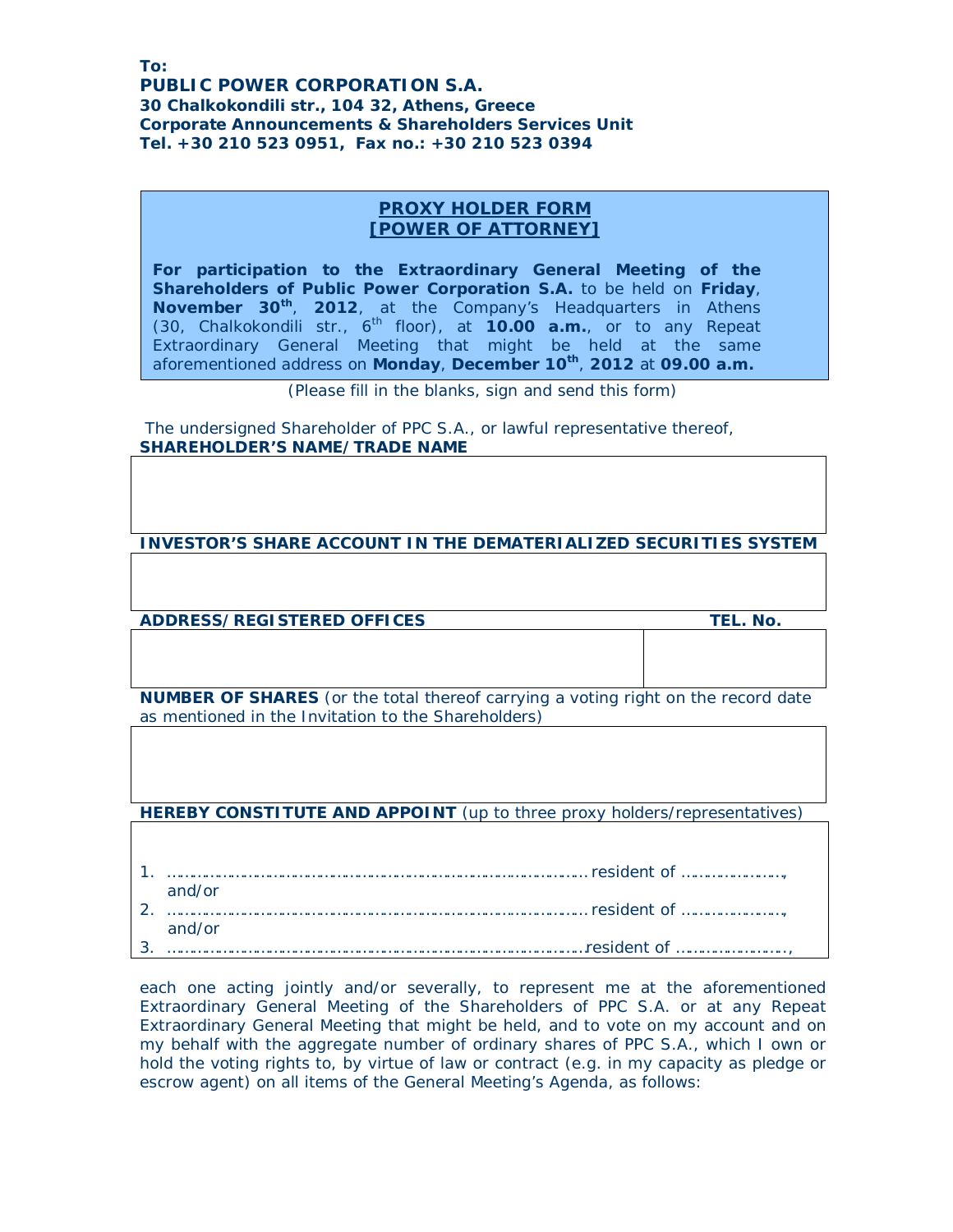**To:**
**PUBLIC POWER CORPORATION S.A.**
**30 Chalkokondili str., 104 32, Athens, Greece**
**Corporate Announcements & Shareholders Services Unit**
**Tel. +30 210 523 0951, Fax no.: +30 210 523 0394**

## PROXY HOLDER FORM
## [POWER OF ATTORNEY]

**For participation to the Extraordinary General Meeting of the Shareholders of Public Power Corporation S.A.** to be held on **Friday**, **November 30th**, **2012**, at the Company's Headquarters in Athens (30, Chalkokondili str., 6th floor), at **10.00 a.m.**, or to any Repeat Extraordinary General Meeting that might be held at the same aforementioned address on **Monday**, **December 10th**, **2012** at **09.00 a.m.**

(Please fill in the blanks, sign and send this form)

The undersigned Shareholder of PPC S.A., or lawful representative thereof,

**SHAREHOLDER'S NAME/TRADE NAME**

| |
|---|
| |

**INVESTOR'S SHARE ACCOUNT IN THE DEMATERIALIZED SECURITIES SYSTEM**

| |
|---|
| |

| ADDRESS/REGISTERED OFFICES | TEL. No. |
|---|---|
| | |

**NUMBER OF SHARES** (or the total thereof carrying a voting right on the record date as mentioned in the Invitation to the Shareholders)

| |
|---|
| |

**HEREBY CONSTITUTE AND APPOINT** (up to three proxy holders/representatives)

1. …………………………………………………………………………………… resident of …………………., and/or
2. …………………………………………………………………………………… resident of …………………., and/or
3. ……………………………………………………………………………………resident of ……………………,

each one acting jointly and/or severally, to represent me at the aforementioned Extraordinary General Meeting of the Shareholders of PPC S.A. or at any Repeat Extraordinary General Meeting that might be held, and to vote on my account and on my behalf with the aggregate number of ordinary shares of PPC S.A., which I own or hold the voting rights to, by virtue of law or contract (e.g. in my capacity as pledge or escrow agent) on all items of the General Meeting's Agenda, as follows: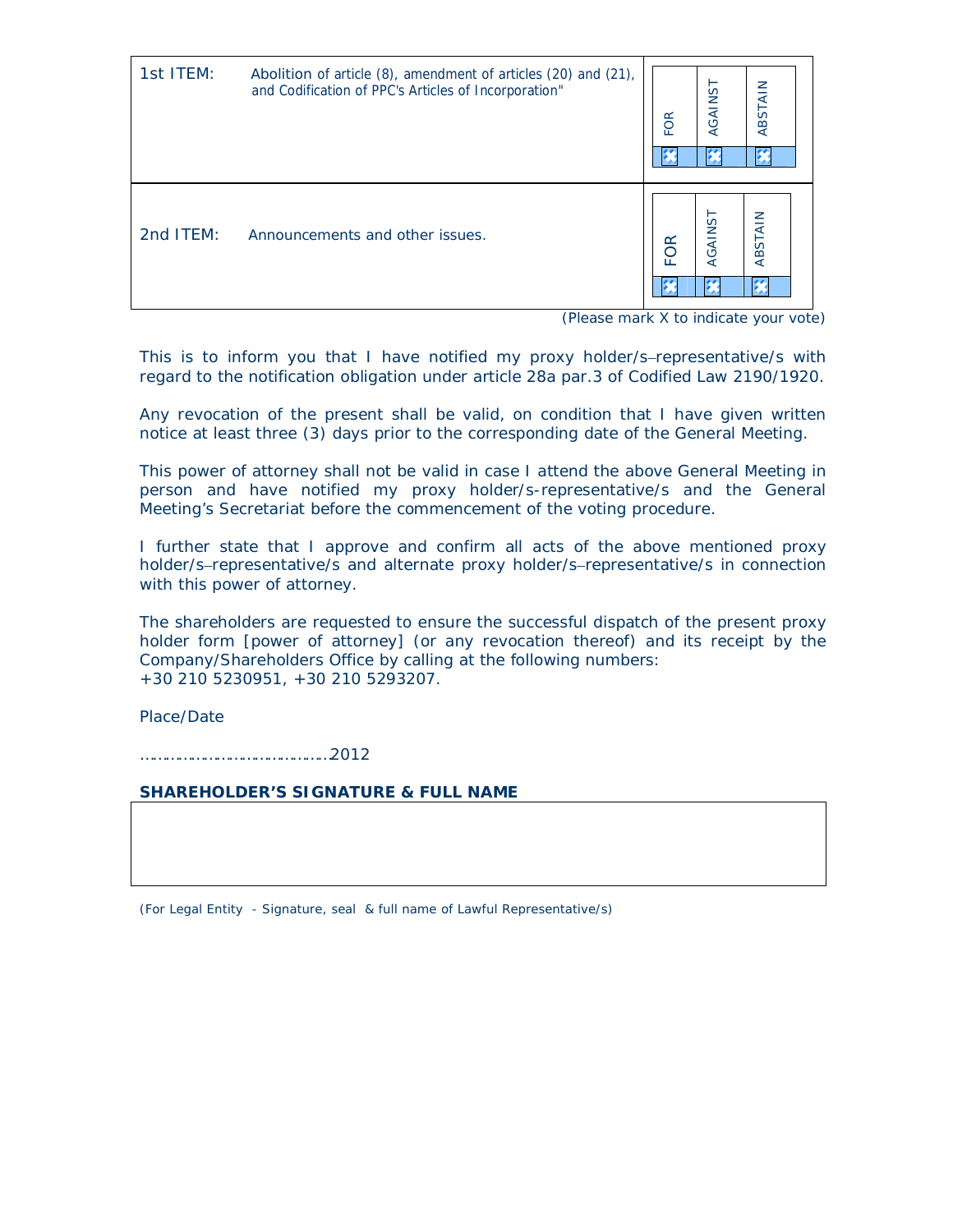| | | | | |
|---|---|---|---|---|
| 1st ITEM: | Abolition of article (8), amendment of articles (20) and (21), and Codification of PPC's Articles of Incorporation" | FOR ☐ | AGAINST ☐ | ABSTAIN ☐ |
| 2nd ITEM: | Announcements and other issues. | FOR ☐ | AGAINST ☐ | ABSTAIN ☐ |

(Please mark X to indicate your vote)

This is to inform you that I have notified my proxy holder/s–representative/s with regard to the notification obligation under article 28a par.3 of Codified Law 2190/1920.

Any revocation of the present shall be valid, on condition that I have given written notice at least three (3) days prior to the corresponding date of the General Meeting.

This power of attorney shall not be valid in case I attend the above General Meeting in person and have notified my proxy holder/s-representative/s and the General Meeting's Secretariat before the commencement of the voting procedure.

I further state that I approve and confirm all acts of the above mentioned proxy holder/s–representative/s and alternate proxy holder/s–representative/s in connection with this power of attorney.

The shareholders are requested to ensure the successful dispatch of the present proxy holder form [power of attorney] (or any revocation thereof) and its receipt by the Company/Shareholders Office by calling at the following numbers:
+30 210 5230951, +30 210 5293207.

Place/Date

……………………………………2012

**SHAREHOLDER'S SIGNATURE & FULL NAME**

| |
|---|
| |

(For Legal Entity - Signature, seal & full name of Lawful Representative/s)